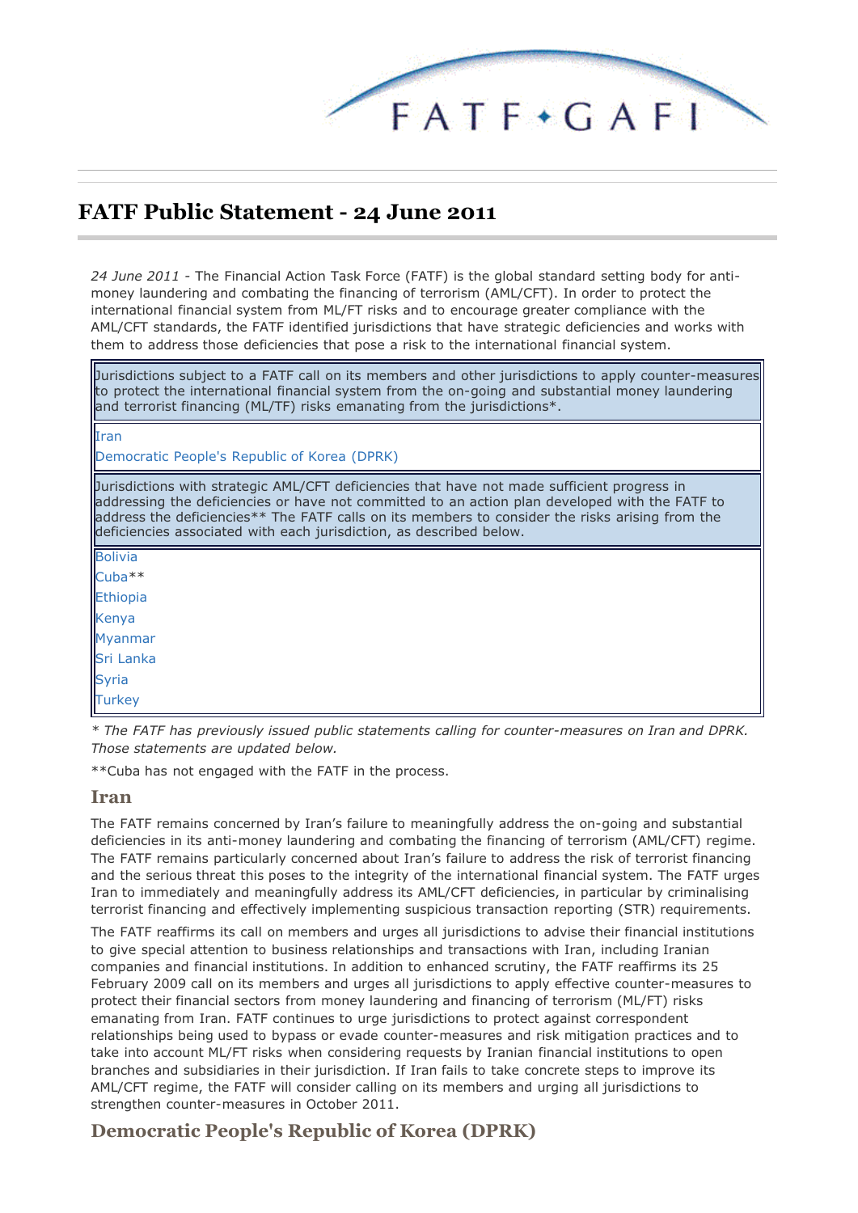FATF • GAFI

# FATF Public Statement - 24 June 2011

*24 June 2011* - The Financial Action Task Force (FATF) is the global standard setting body for anti-money laundering and combating the financing of terrorism (AML/CFT). In order to protect the international financial system from ML/FT risks and to encourage greater compliance with the AML/CFT standards, the FATF identified jurisdictions that have strategic deficiencies and works with them to address those deficiencies that pose a risk to the international financial system.

| Jurisdictions subject to a FATF call on its members and other jurisdictions to apply counter-measures to protect the international financial system from the on-going and substantial money laundering and terrorist financing (ML/TF) risks emanating from the jurisdictions*. |
| --- |
| Iran<br>Democratic People's Republic of Korea (DPRK) |
| Jurisdictions with strategic AML/CFT deficiencies that have not made sufficient progress in addressing the deficiencies or have not committed to an action plan developed with the FATF to address the deficiencies** The FATF calls on its members to consider the risks arising from the deficiencies associated with each jurisdiction, as described below. |
| Bolivia<br>Cuba**<br>Ethiopia<br>Kenya<br>Myanmar<br>Sri Lanka<br>Syria<br>Turkey |

*\* The FATF has previously issued public statements calling for counter-measures on Iran and DPRK. Those statements are updated below.*

**Cuba has not engaged with the FATF in the process.

## Iran

The FATF remains concerned by Iran's failure to meaningfully address the on-going and substantial deficiencies in its anti-money laundering and combating the financing of terrorism (AML/CFT) regime. The FATF remains particularly concerned about Iran's failure to address the risk of terrorist financing and the serious threat this poses to the integrity of the international financial system. The FATF urges Iran to immediately and meaningfully address its AML/CFT deficiencies, in particular by criminalising terrorist financing and effectively implementing suspicious transaction reporting (STR) requirements.

The FATF reaffirms its call on members and urges all jurisdictions to advise their financial institutions to give special attention to business relationships and transactions with Iran, including Iranian companies and financial institutions. In addition to enhanced scrutiny, the FATF reaffirms its 25 February 2009 call on its members and urges all jurisdictions to apply effective counter-measures to protect their financial sectors from money laundering and financing of terrorism (ML/FT) risks emanating from Iran. FATF continues to urge jurisdictions to protect against correspondent relationships being used to bypass or evade counter-measures and risk mitigation practices and to take into account ML/FT risks when considering requests by Iranian financial institutions to open branches and subsidiaries in their jurisdiction. If Iran fails to take concrete steps to improve its AML/CFT regime, the FATF will consider calling on its members and urging all jurisdictions to strengthen counter-measures in October 2011.

## Democratic People's Republic of Korea (DPRK)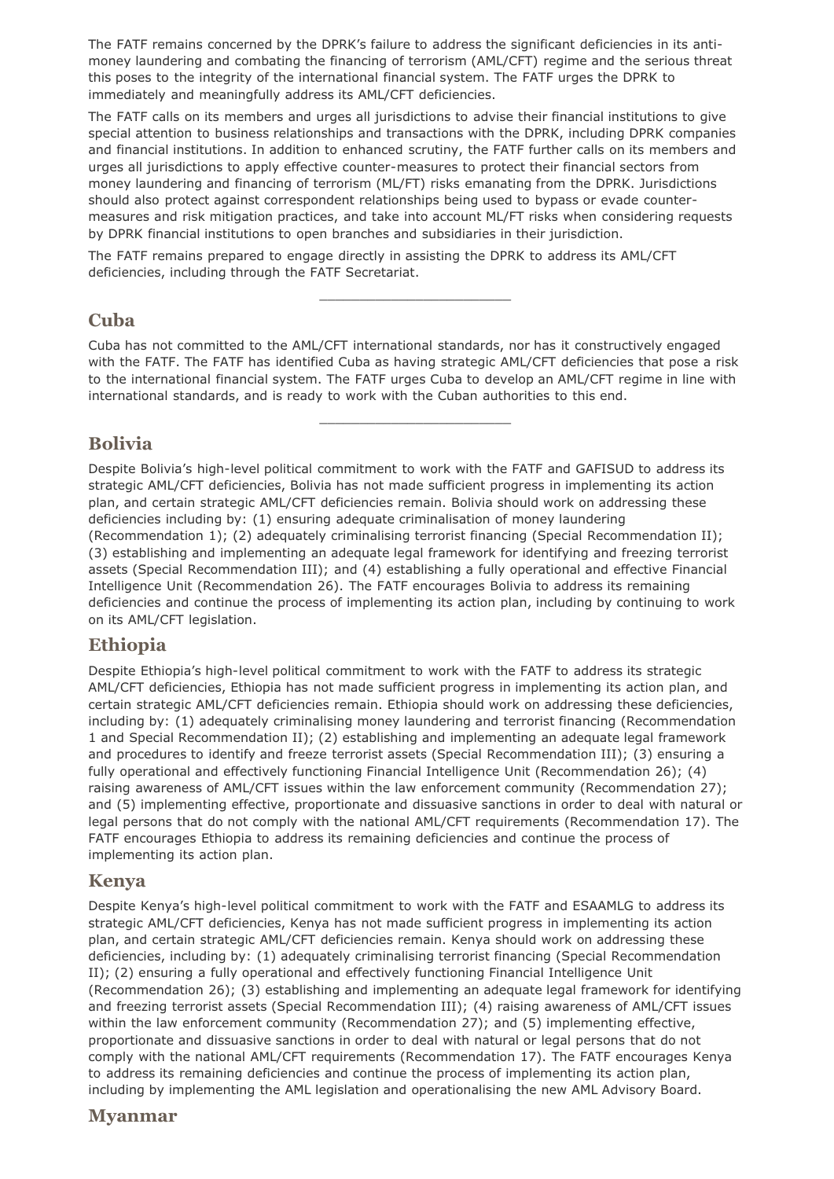The FATF remains concerned by the DPRK's failure to address the significant deficiencies in its anti-money laundering and combating the financing of terrorism (AML/CFT) regime and the serious threat this poses to the integrity of the international financial system. The FATF urges the DPRK to immediately and meaningfully address its AML/CFT deficiencies.

The FATF calls on its members and urges all jurisdictions to advise their financial institutions to give special attention to business relationships and transactions with the DPRK, including DPRK companies and financial institutions. In addition to enhanced scrutiny, the FATF further calls on its members and urges all jurisdictions to apply effective counter-measures to protect their financial sectors from money laundering and financing of terrorism (ML/FT) risks emanating from the DPRK. Jurisdictions should also protect against correspondent relationships being used to bypass or evade counter-measures and risk mitigation practices, and take into account ML/FT risks when considering requests by DPRK financial institutions to open branches and subsidiaries in their jurisdiction.

The FATF remains prepared to engage directly in assisting the DPRK to address its AML/CFT deficiencies, including through the FATF Secretariat.

---

## Cuba

Cuba has not committed to the AML/CFT international standards, nor has it constructively engaged with the FATF. The FATF has identified Cuba as having strategic AML/CFT deficiencies that pose a risk to the international financial system. The FATF urges Cuba to develop an AML/CFT regime in line with international standards, and is ready to work with the Cuban authorities to this end.

---

## Bolivia

Despite Bolivia's high-level political commitment to work with the FATF and GAFISUD to address its strategic AML/CFT deficiencies, Bolivia has not made sufficient progress in implementing its action plan, and certain strategic AML/CFT deficiencies remain. Bolivia should work on addressing these deficiencies including by: (1) ensuring adequate criminalisation of money laundering (Recommendation 1); (2) adequately criminalising terrorist financing (Special Recommendation II); (3) establishing and implementing an adequate legal framework for identifying and freezing terrorist assets (Special Recommendation III); and (4) establishing a fully operational and effective Financial Intelligence Unit (Recommendation 26). The FATF encourages Bolivia to address its remaining deficiencies and continue the process of implementing its action plan, including by continuing to work on its AML/CFT legislation.

## Ethiopia

Despite Ethiopia's high-level political commitment to work with the FATF to address its strategic AML/CFT deficiencies, Ethiopia has not made sufficient progress in implementing its action plan, and certain strategic AML/CFT deficiencies remain. Ethiopia should work on addressing these deficiencies, including by: (1) adequately criminalising money laundering and terrorist financing (Recommendation 1 and Special Recommendation II); (2) establishing and implementing an adequate legal framework and procedures to identify and freeze terrorist assets (Special Recommendation III); (3) ensuring a fully operational and effectively functioning Financial Intelligence Unit (Recommendation 26); (4) raising awareness of AML/CFT issues within the law enforcement community (Recommendation 27); and (5) implementing effective, proportionate and dissuasive sanctions in order to deal with natural or legal persons that do not comply with the national AML/CFT requirements (Recommendation 17). The FATF encourages Ethiopia to address its remaining deficiencies and continue the process of implementing its action plan.

## Kenya

Despite Kenya's high-level political commitment to work with the FATF and ESAAMLG to address its strategic AML/CFT deficiencies, Kenya has not made sufficient progress in implementing its action plan, and certain strategic AML/CFT deficiencies remain. Kenya should work on addressing these deficiencies, including by: (1) adequately criminalising terrorist financing (Special Recommendation II); (2) ensuring a fully operational and effectively functioning Financial Intelligence Unit (Recommendation 26); (3) establishing and implementing an adequate legal framework for identifying and freezing terrorist assets (Special Recommendation III); (4) raising awareness of AML/CFT issues within the law enforcement community (Recommendation 27); and (5) implementing effective, proportionate and dissuasive sanctions in order to deal with natural or legal persons that do not comply with the national AML/CFT requirements (Recommendation 17). The FATF encourages Kenya to address its remaining deficiencies and continue the process of implementing its action plan, including by implementing the AML legislation and operationalising the new AML Advisory Board.

## Myanmar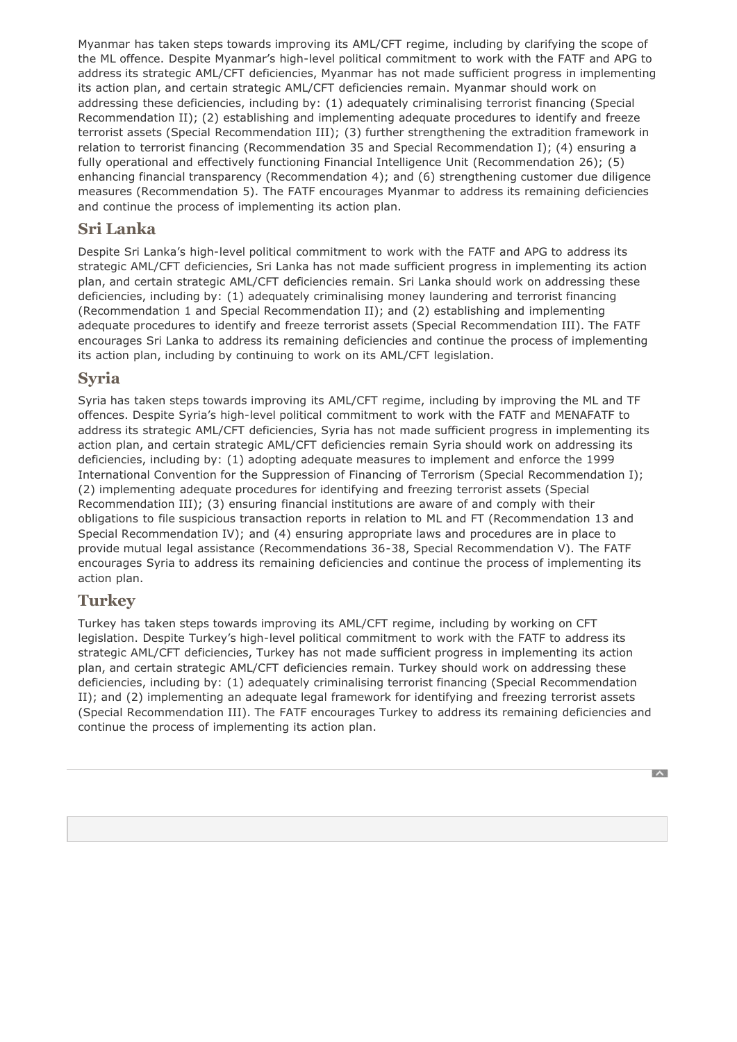Myanmar has taken steps towards improving its AML/CFT regime, including by clarifying the scope of the ML offence. Despite Myanmar's high-level political commitment to work with the FATF and APG to address its strategic AML/CFT deficiencies, Myanmar has not made sufficient progress in implementing its action plan, and certain strategic AML/CFT deficiencies remain. Myanmar should work on addressing these deficiencies, including by: (1) adequately criminalising terrorist financing (Special Recommendation II); (2) establishing and implementing adequate procedures to identify and freeze terrorist assets (Special Recommendation III); (3) further strengthening the extradition framework in relation to terrorist financing (Recommendation 35 and Special Recommendation I); (4) ensuring a fully operational and effectively functioning Financial Intelligence Unit (Recommendation 26); (5) enhancing financial transparency (Recommendation 4); and (6) strengthening customer due diligence measures (Recommendation 5). The FATF encourages Myanmar to address its remaining deficiencies and continue the process of implementing its action plan.

## Sri Lanka

Despite Sri Lanka's high-level political commitment to work with the FATF and APG to address its strategic AML/CFT deficiencies, Sri Lanka has not made sufficient progress in implementing its action plan, and certain strategic AML/CFT deficiencies remain. Sri Lanka should work on addressing these deficiencies, including by: (1) adequately criminalising money laundering and terrorist financing (Recommendation 1 and Special Recommendation II); and (2) establishing and implementing adequate procedures to identify and freeze terrorist assets (Special Recommendation III). The FATF encourages Sri Lanka to address its remaining deficiencies and continue the process of implementing its action plan, including by continuing to work on its AML/CFT legislation.

## Syria

Syria has taken steps towards improving its AML/CFT regime, including by improving the ML and TF offences. Despite Syria's high-level political commitment to work with the FATF and MENAFATF to address its strategic AML/CFT deficiencies, Syria has not made sufficient progress in implementing its action plan, and certain strategic AML/CFT deficiencies remain Syria should work on addressing its deficiencies, including by: (1) adopting adequate measures to implement and enforce the 1999 International Convention for the Suppression of Financing of Terrorism (Special Recommendation I); (2) implementing adequate procedures for identifying and freezing terrorist assets (Special Recommendation III); (3) ensuring financial institutions are aware of and comply with their obligations to file suspicious transaction reports in relation to ML and FT (Recommendation 13 and Special Recommendation IV); and (4) ensuring appropriate laws and procedures are in place to provide mutual legal assistance (Recommendations 36-38, Special Recommendation V). The FATF encourages Syria to address its remaining deficiencies and continue the process of implementing its action plan.

## Turkey

Turkey has taken steps towards improving its AML/CFT regime, including by working on CFT legislation. Despite Turkey's high-level political commitment to work with the FATF to address its strategic AML/CFT deficiencies, Turkey has not made sufficient progress in implementing its action plan, and certain strategic AML/CFT deficiencies remain. Turkey should work on addressing these deficiencies, including by: (1) adequately criminalising terrorist financing (Special Recommendation II); and (2) implementing an adequate legal framework for identifying and freezing terrorist assets (Special Recommendation III). The FATF encourages Turkey to address its remaining deficiencies and continue the process of implementing its action plan.